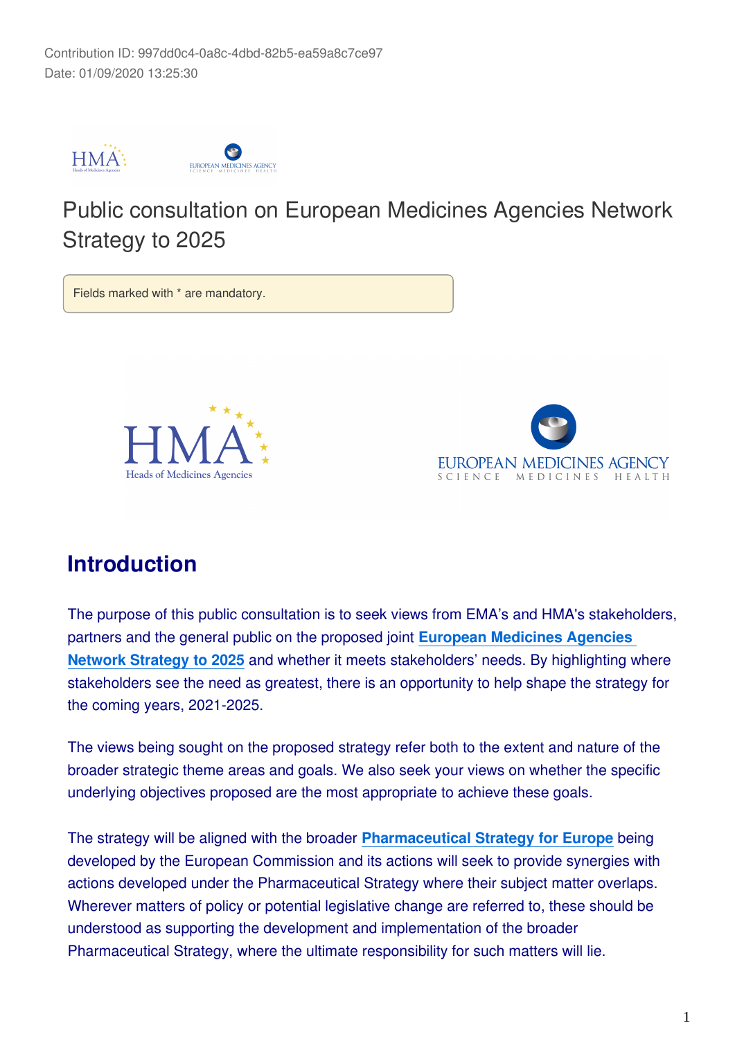Contribution ID: 997dd0c4-0a8c-4dbd-82b5-ea59a8c7ce97
Date: 01/09/2020 13:25:30

# Public consultation on European Medicines Agencies Network Strategy to 2025

Fields marked with * are mandatory.

## Introduction

The purpose of this public consultation is to seek views from EMA's and HMA's stakeholders, partners and the general public on the proposed joint **European Medicines Agencies Network Strategy to 2025** and whether it meets stakeholders' needs. By highlighting where stakeholders see the need as greatest, there is an opportunity to help shape the strategy for the coming years, 2021-2025.

The views being sought on the proposed strategy refer both to the extent and nature of the broader strategic theme areas and goals. We also seek your views on whether the specific underlying objectives proposed are the most appropriate to achieve these goals.

The strategy will be aligned with the broader **Pharmaceutical Strategy for Europe** being developed by the European Commission and its actions will seek to provide synergies with actions developed under the Pharmaceutical Strategy where their subject matter overlaps. Wherever matters of policy or potential legislative change are referred to, these should be understood as supporting the development and implementation of the broader Pharmaceutical Strategy, where the ultimate responsibility for such matters will lie.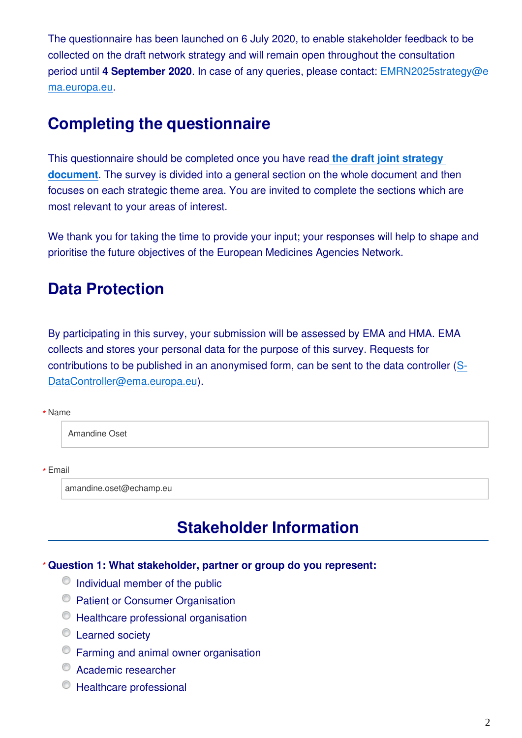The questionnaire has been launched on 6 July 2020, to enable stakeholder feedback to be collected on the draft network strategy and will remain open throughout the consultation period until **4 September 2020**. In case of any queries, please contact: EMRN2025strategy@ema.europa.eu.

## Completing the questionnaire

This questionnaire should be completed once you have read **the draft joint strategy document**. The survey is divided into a general section on the whole document and then focuses on each strategic theme area. You are invited to complete the sections which are most relevant to your areas of interest.

We thank you for taking the time to provide your input; your responses will help to shape and prioritise the future objectives of the European Medicines Agencies Network.

## Data Protection

By participating in this survey, your submission will be assessed by EMA and HMA. EMA collects and stores your personal data for the purpose of this survey. Requests for contributions to be published in an anonymised form, can be sent to the data controller (S-DataController@ema.europa.eu).

\* Name

Amandine Oset

\* Email

amandine.oset@echamp.eu

## Stakeholder Information

**\* Question 1: What stakeholder, partner or group do you represent:**

- Individual member of the public
- Patient or Consumer Organisation
- Healthcare professional organisation
- Learned society
- Farming and animal owner organisation
- Academic researcher
- Healthcare professional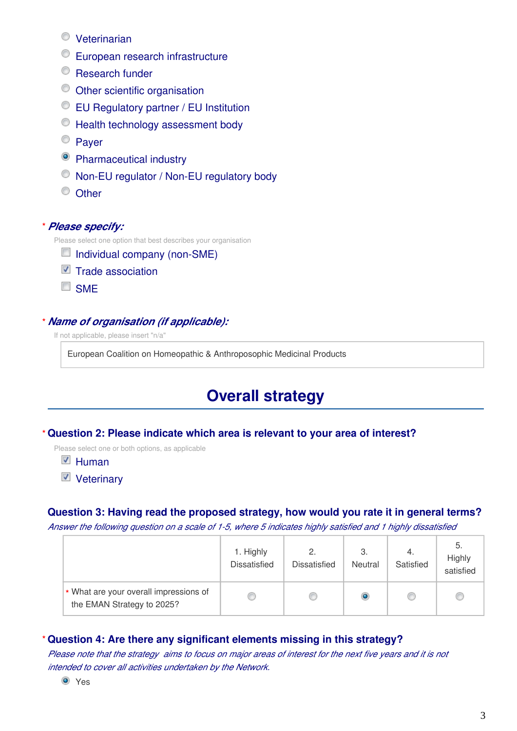- ( ) Veterinarian
- ( ) European research infrastructure
- ( ) Research funder
- ( ) Other scientific organisation
- ( ) EU Regulatory partner / EU Institution
- ( ) Health technology assessment body
- ( ) Payer
- (x) Pharmaceutical industry
- ( ) Non-EU regulator / Non-EU regulatory body
- ( ) Other

\* ***Please specify:***

Please select one option that best describes your organisation

- [ ] Individual company (non-SME)
- [x] Trade association
- [ ] SME

\* ***Name of organisation (if applicable):***

If not applicable, please insert "n/a"

European Coalition on Homeopathic & Anthroposophic Medicinal Products

## Overall strategy

\* **Question 2: Please indicate which area is relevant to your area of interest?**

Please select one or both options, as applicable

- [x] Human
- [x] Veterinary

**Question 3: Having read the proposed strategy, how would you rate it in general terms?**

*Answer the following question on a scale of 1-5, where 5 indicates highly satisfied and 1 highly dissatisfied*

| | 1. Highly Dissatisfied | 2. Dissatisfied | 3. Neutral | 4. Satisfied | 5. Highly satisfied |
|---|---|---|---|---|---|
| * What are your overall impressions of the EMAN Strategy to 2025? | ( ) | ( ) | (x) | ( ) | ( ) |

\* **Question 4: Are there any significant elements missing in this strategy?**

*Please note that the strategy aims to focus on major areas of interest for the next five years and it is not intended to cover all activities undertaken by the Network.*

- (x) Yes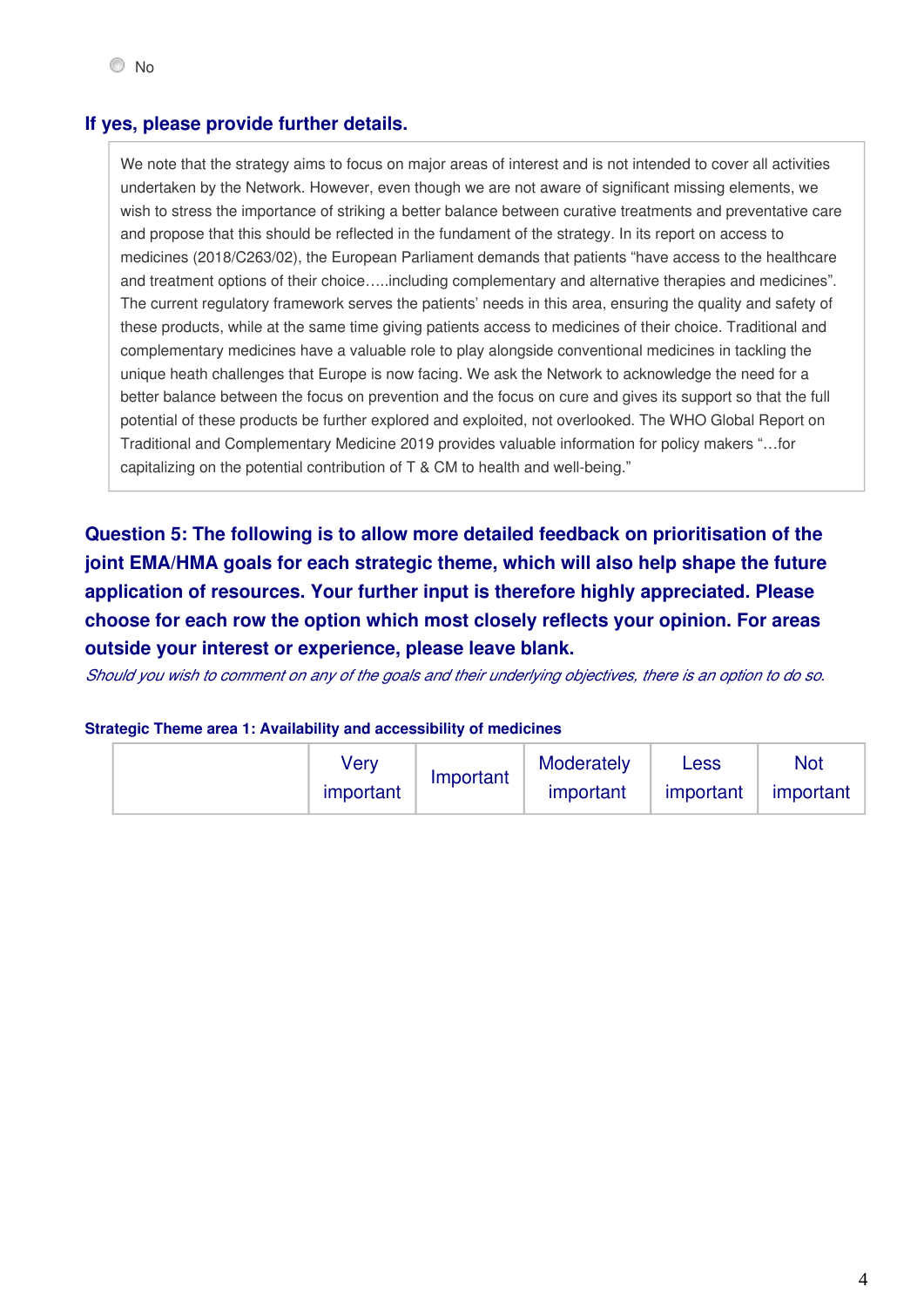- No

### If yes, please provide further details.

We note that the strategy aims to focus on major areas of interest and is not intended to cover all activities undertaken by the Network. However, even though we are not aware of significant missing elements, we wish to stress the importance of striking a better balance between curative treatments and preventative care and propose that this should be reflected in the fundament of the strategy. In its report on access to medicines (2018/C263/02), the European Parliament demands that patients "have access to the healthcare and treatment options of their choice…..including complementary and alternative therapies and medicines". The current regulatory framework serves the patients' needs in this area, ensuring the quality and safety of these products, while at the same time giving patients access to medicines of their choice. Traditional and complementary medicines have a valuable role to play alongside conventional medicines in tackling the unique heath challenges that Europe is now facing. We ask the Network to acknowledge the need for a better balance between the focus on prevention and the focus on cure and gives its support so that the full potential of these products be further explored and exploited, not overlooked. The WHO Global Report on Traditional and Complementary Medicine 2019 provides valuable information for policy makers "…for capitalizing on the potential contribution of T & CM to health and well-being."

## Question 5: The following is to allow more detailed feedback on prioritisation of the joint EMA/HMA goals for each strategic theme, which will also help shape the future application of resources. Your further input is therefore highly appreciated. Please choose for each row the option which most closely reflects your opinion. For areas outside your interest or experience, please leave blank.

*Should you wish to comment on any of the goals and their underlying objectives, there is an option to do so.*

#### Strategic Theme area 1: Availability and accessibility of medicines

| | Very important | Important | Moderately important | Less important | Not important |
|---|---|---|---|---|---|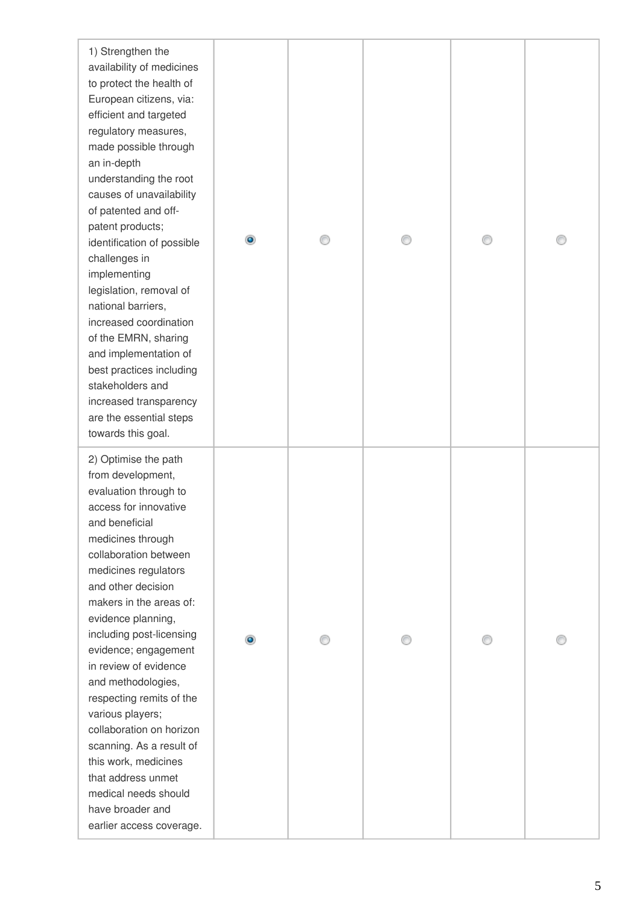| | | | | | |
|---|---|---|---|---|---|
| 1) Strengthen the availability of medicines to protect the health of European citizens, via: efficient and targeted regulatory measures, made possible through an in-depth understanding the root causes of unavailability of patented and off-patent products; identification of possible challenges in implementing legislation, removal of national barriers, increased coordination of the EMRN, sharing and implementation of best practices including stakeholders and increased transparency are the essential steps towards this goal. | ◉ | ○ | ○ | ○ | ○ |
| 2) Optimise the path from development, evaluation through to access for innovative and beneficial medicines through collaboration between medicines regulators and other decision makers in the areas of: evidence planning, including post-licensing evidence; engagement in review of evidence and methodologies, respecting remits of the various players; collaboration on horizon scanning. As a result of this work, medicines that address unmet medical needs should have broader and earlier access coverage. | ◉ | ○ | ○ | ○ | ○ |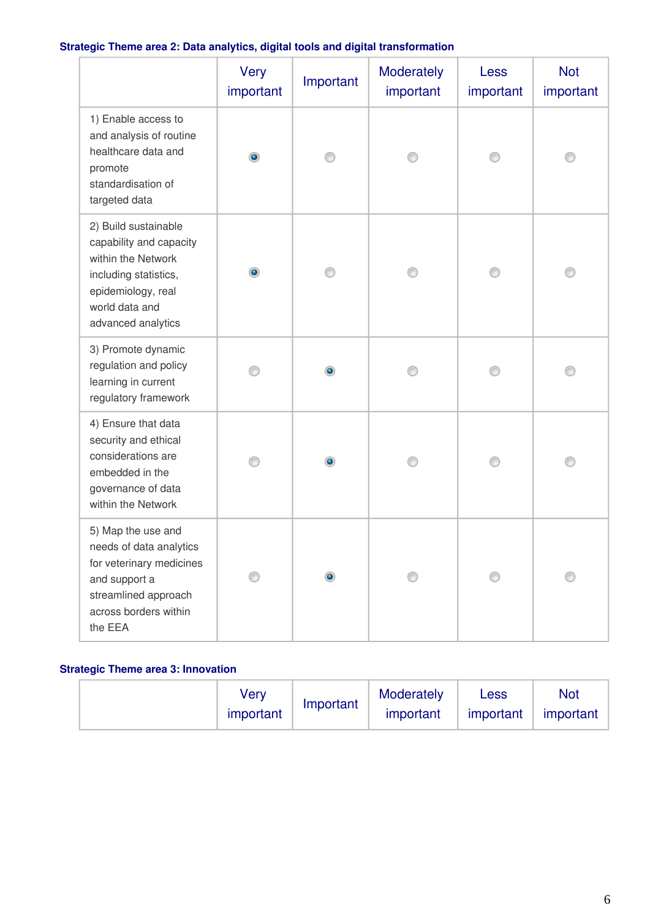**Strategic Theme area 2: Data analytics, digital tools and digital transformation**

| | Very important | Important | Moderately important | Less important | Not important |
|---|---|---|---|---|---|
| 1) Enable access to and analysis of routine healthcare data and promote standardisation of targeted data | ◉ | ○ | ○ | ○ | ○ |
| 2) Build sustainable capability and capacity within the Network including statistics, epidemiology, real world data and advanced analytics | ◉ | ○ | ○ | ○ | ○ |
| 3) Promote dynamic regulation and policy learning in current regulatory framework | ○ | ◉ | ○ | ○ | ○ |
| 4) Ensure that data security and ethical considerations are embedded in the governance of data within the Network | ○ | ◉ | ○ | ○ | ○ |
| 5) Map the use and needs of data analytics for veterinary medicines and support a streamlined approach across borders within the EEA | ○ | ◉ | ○ | ○ | ○ |

**Strategic Theme area 3: Innovation**

| | Very important | Important | Moderately important | Less important | Not important |
|---|---|---|---|---|---|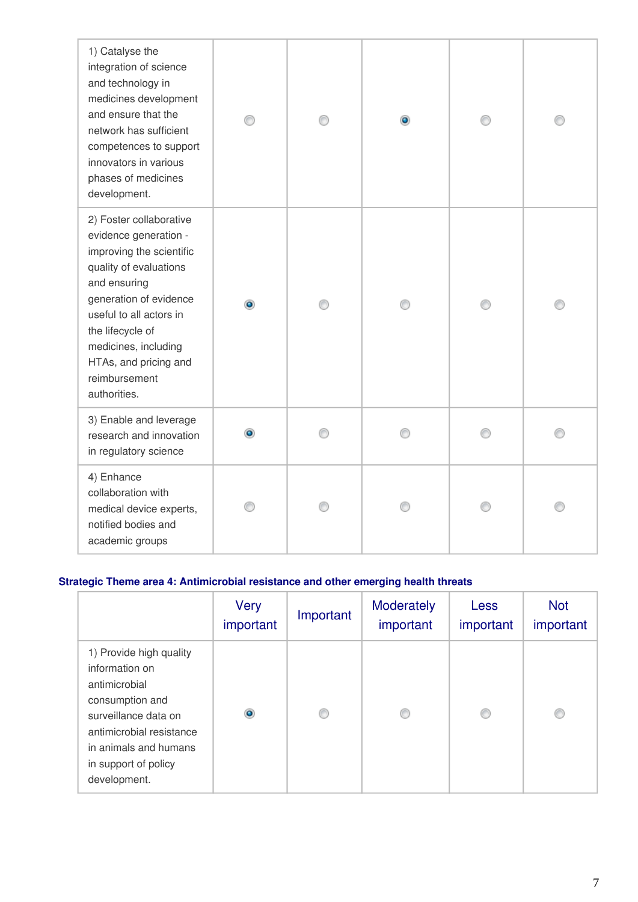| | Very important | Important | Moderately important | Less important | Not important |
|---|---|---|---|---|---|
| 1) Catalyse the integration of science and technology in medicines development and ensure that the network has sufficient competences to support innovators in various phases of medicines development. | ○ | ○ | ● | ○ | ○ |
| 2) Foster collaborative evidence generation - improving the scientific quality of evaluations and ensuring generation of evidence useful to all actors in the lifecycle of medicines, including HTAs, and pricing and reimbursement authorities. | ● | ○ | ○ | ○ | ○ |
| 3) Enable and leverage research and innovation in regulatory science | ● | ○ | ○ | ○ | ○ |
| 4) Enhance collaboration with medical device experts, notified bodies and academic groups | ○ | ○ | ○ | ○ | ○ |

**Strategic Theme area 4: Antimicrobial resistance and other emerging health threats**

| | Very important | Important | Moderately important | Less important | Not important |
|---|---|---|---|---|---|
| 1) Provide high quality information on antimicrobial consumption and surveillance data on antimicrobial resistance in animals and humans in support of policy development. | ● | ○ | ○ | ○ | ○ |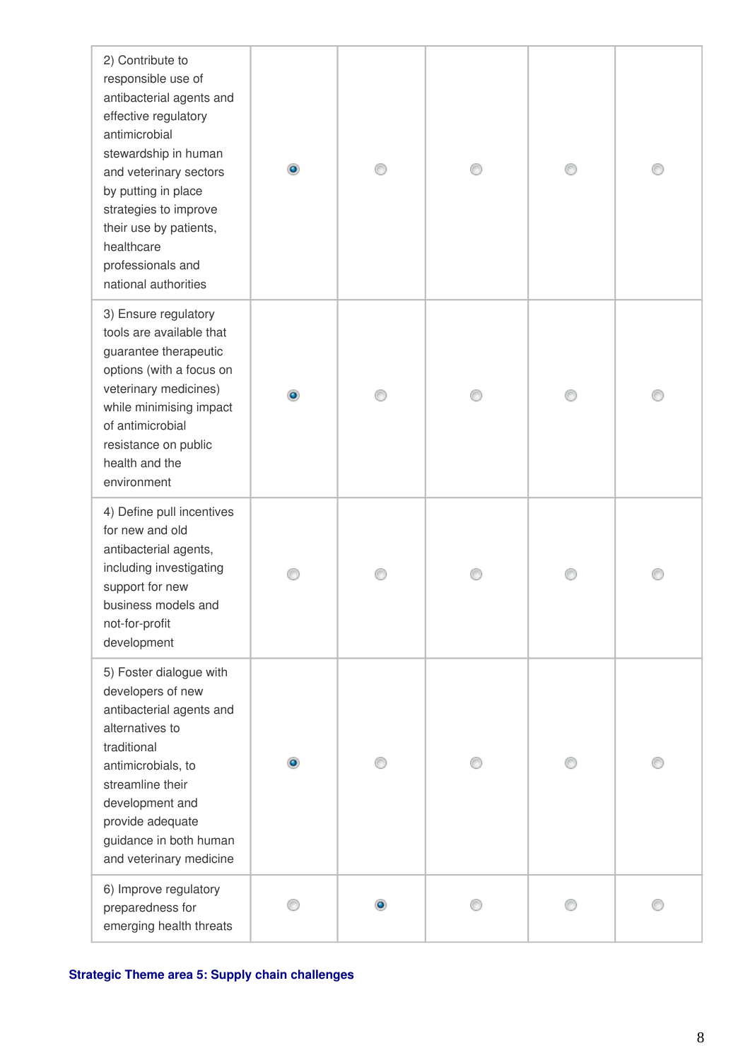| | | | | | |
|---|---|---|---|---|---|
| 2) Contribute to responsible use of antibacterial agents and effective regulatory antimicrobial stewardship in human and veterinary sectors by putting in place strategies to improve their use by patients, healthcare professionals and national authorities | ◉ | ○ | ○ | ○ | ○ |
| 3) Ensure regulatory tools are available that guarantee therapeutic options (with a focus on veterinary medicines) while minimising impact of antimicrobial resistance on public health and the environment | ◉ | ○ | ○ | ○ | ○ |
| 4) Define pull incentives for new and old antibacterial agents, including investigating support for new business models and not-for-profit development | ○ | ○ | ○ | ○ | ○ |
| 5) Foster dialogue with developers of new antibacterial agents and alternatives to traditional antimicrobials, to streamline their development and provide adequate guidance in both human and veterinary medicine | ◉ | ○ | ○ | ○ | ○ |
| 6) Improve regulatory preparedness for emerging health threats | ○ | ◉ | ○ | ○ | ○ |

**Strategic Theme area 5: Supply chain challenges**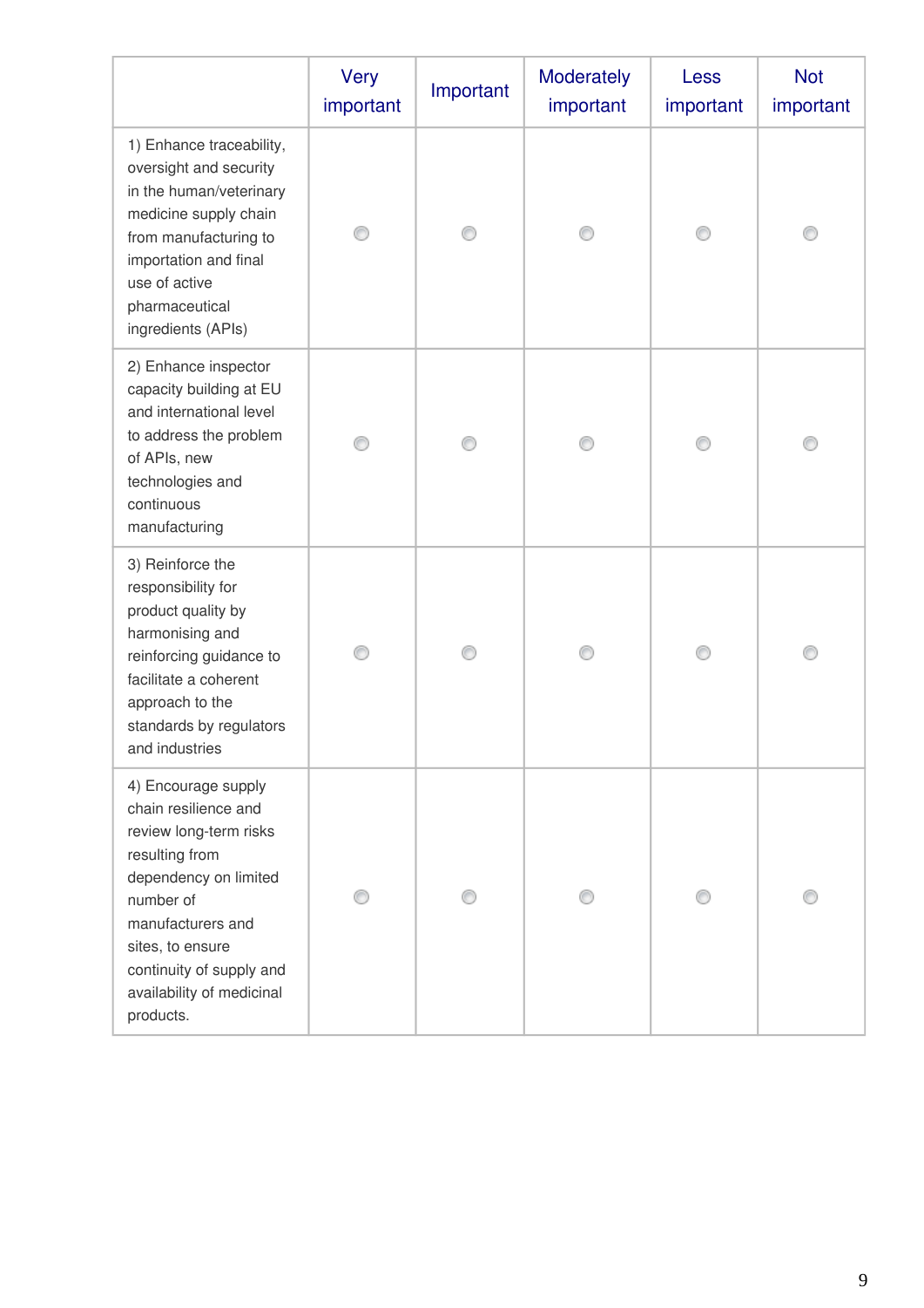| | Very important | Important | Moderately important | Less important | Not important |
|---|---|---|---|---|---|
| 1) Enhance traceability, oversight and security in the human/veterinary medicine supply chain from manufacturing to importation and final use of active pharmaceutical ingredients (APIs) | ◯ | ◯ | ◯ | ◯ | ◯ |
| 2) Enhance inspector capacity building at EU and international level to address the problem of APIs, new technologies and continuous manufacturing | ◯ | ◯ | ◯ | ◯ | ◯ |
| 3) Reinforce the responsibility for product quality by harmonising and reinforcing guidance to facilitate a coherent approach to the standards by regulators and industries | ◯ | ◯ | ◯ | ◯ | ◯ |
| 4) Encourage supply chain resilience and review long-term risks resulting from dependency on limited number of manufacturers and sites, to ensure continuity of supply and availability of medicinal products. | ◯ | ◯ | ◯ | ◯ | ◯ |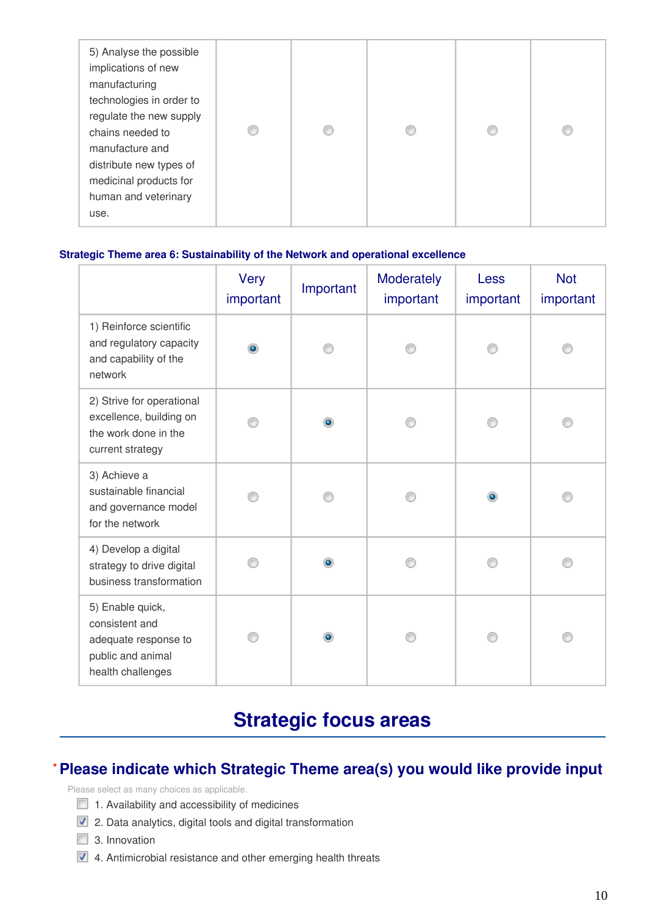| | | | | | |
|---|---|---|---|---|---|
| 5) Analyse the possible implications of new manufacturing technologies in order to regulate the new supply chains needed to manufacture and distribute new types of medicinal products for human and veterinary use. | ○ | ○ | ○ | ○ | ○ |

**Strategic Theme area 6: Sustainability of the Network and operational excellence**

| | Very important | Important | Moderately important | Less important | Not important |
|---|---|---|---|---|---|
| 1) Reinforce scientific and regulatory capacity and capability of the network | ◉ | ○ | ○ | ○ | ○ |
| 2) Strive for operational excellence, building on the work done in the current strategy | ○ | ◉ | ○ | ○ | ○ |
| 3) Achieve a sustainable financial and governance model for the network | ○ | ○ | ○ | ◉ | ○ |
| 4) Develop a digital strategy to drive digital business transformation | ○ | ◉ | ○ | ○ | ○ |
| 5) Enable quick, consistent and adequate response to public and animal health challenges | ○ | ◉ | ○ | ○ | ○ |

# Strategic focus areas

## * Please indicate which Strategic Theme area(s) you would like provide input

Please select as many choices as applicable.

- [ ] 1. Availability and accessibility of medicines
- [x] 2. Data analytics, digital tools and digital transformation
- [ ] 3. Innovation
- [x] 4. Antimicrobial resistance and other emerging health threats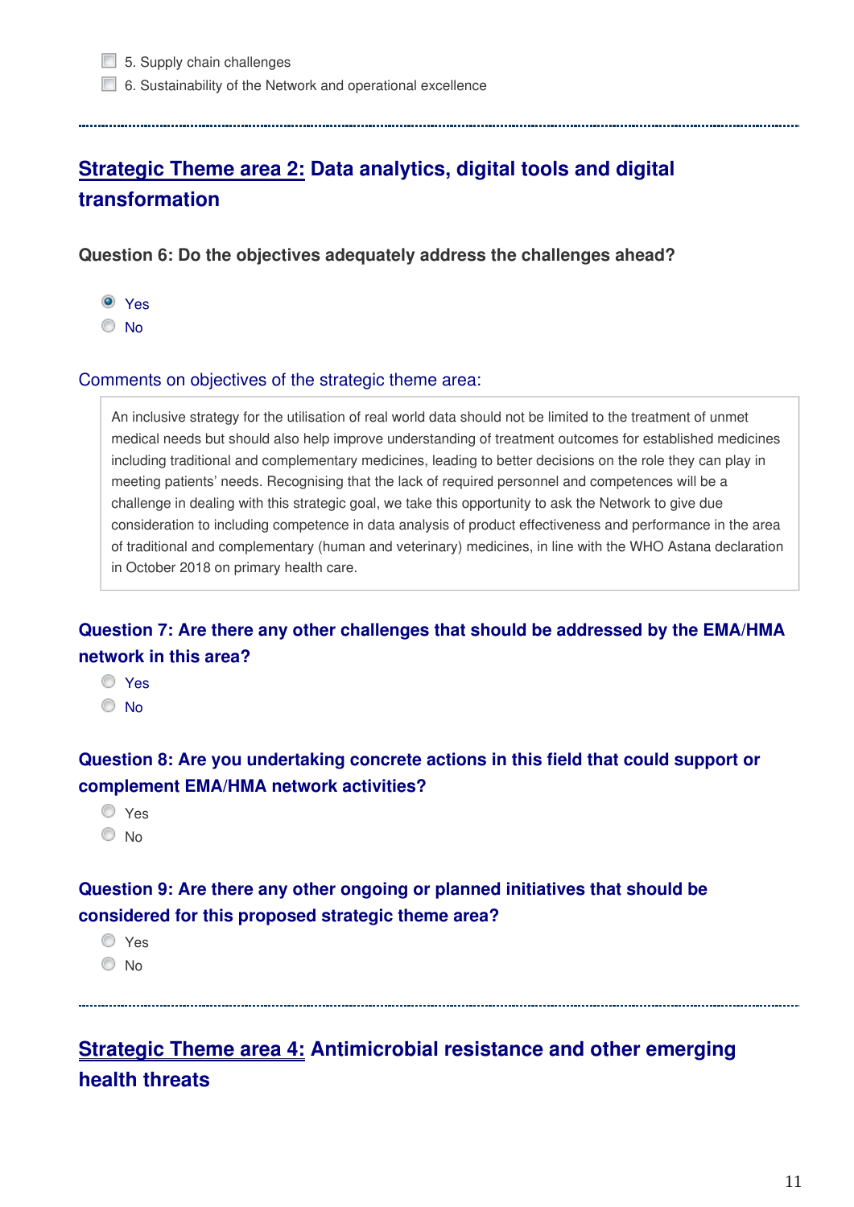- [ ] 5. Supply chain challenges
- [ ] 6. Sustainability of the Network and operational excellence

---

## Strategic Theme area 2: Data analytics, digital tools and digital transformation

**Question 6: Do the objectives adequately address the challenges ahead?**

- (x) Yes
- ( ) No

Comments on objectives of the strategic theme area:

> An inclusive strategy for the utilisation of real world data should not be limited to the treatment of unmet medical needs but should also help improve understanding of treatment outcomes for established medicines including traditional and complementary medicines, leading to better decisions on the role they can play in meeting patients' needs. Recognising that the lack of required personnel and competences will be a challenge in dealing with this strategic goal, we take this opportunity to ask the Network to give due consideration to including competence in data analysis of product effectiveness and performance in the area of traditional and complementary (human and veterinary) medicines, in line with the WHO Astana declaration in October 2018 on primary health care.

**Question 7: Are there any other challenges that should be addressed by the EMA/HMA network in this area?**

- ( ) Yes
- ( ) No

**Question 8: Are you undertaking concrete actions in this field that could support or complement EMA/HMA network activities?**

- ( ) Yes
- ( ) No

**Question 9: Are there any other ongoing or planned initiatives that should be considered for this proposed strategic theme area?**

- ( ) Yes
- ( ) No

---

## Strategic Theme area 4: Antimicrobial resistance and other emerging health threats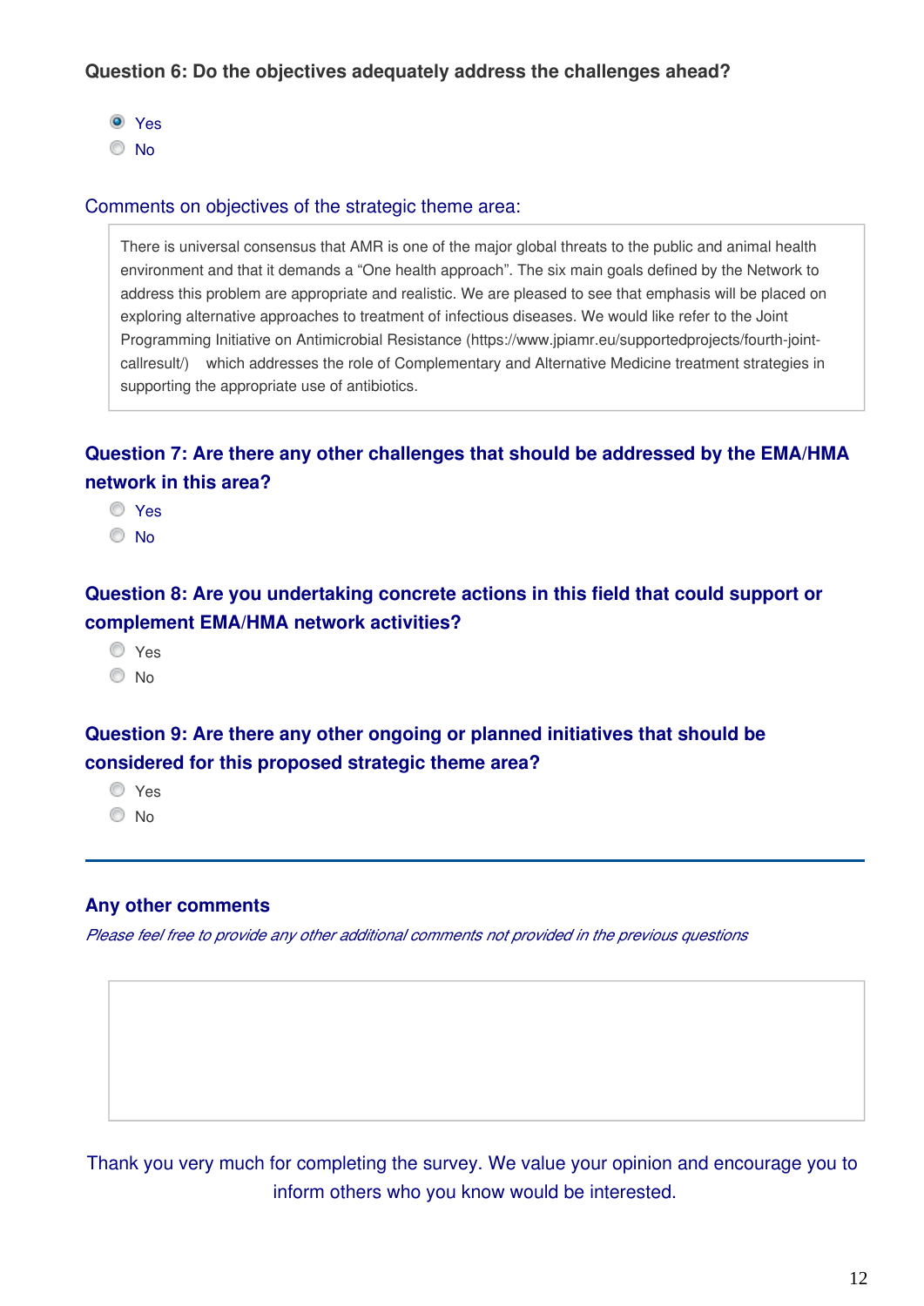**Question 6: Do the objectives adequately address the challenges ahead?**

- (x) Yes
- ( ) No

Comments on objectives of the strategic theme area:

There is universal consensus that AMR is one of the major global threats to the public and animal health environment and that it demands a "One health approach". The six main goals defined by the Network to address this problem are appropriate and realistic. We are pleased to see that emphasis will be placed on exploring alternative approaches to treatment of infectious diseases. We would like refer to the Joint Programming Initiative on Antimicrobial Resistance (https://www.jpiamr.eu/supportedprojects/fourth-joint-callresult/) which addresses the role of Complementary and Alternative Medicine treatment strategies in supporting the appropriate use of antibiotics.

**Question 7: Are there any other challenges that should be addressed by the EMA/HMA network in this area?**

- ( ) Yes
- ( ) No

**Question 8: Are you undertaking concrete actions in this field that could support or complement EMA/HMA network activities?**

- ( ) Yes
- ( ) No

**Question 9: Are there any other ongoing or planned initiatives that should be considered for this proposed strategic theme area?**

- ( ) Yes
- ( ) No

---

**Any other comments**

*Please feel free to provide any other additional comments not provided in the previous questions*

Thank you very much for completing the survey. We value your opinion and encourage you to inform others who you know would be interested.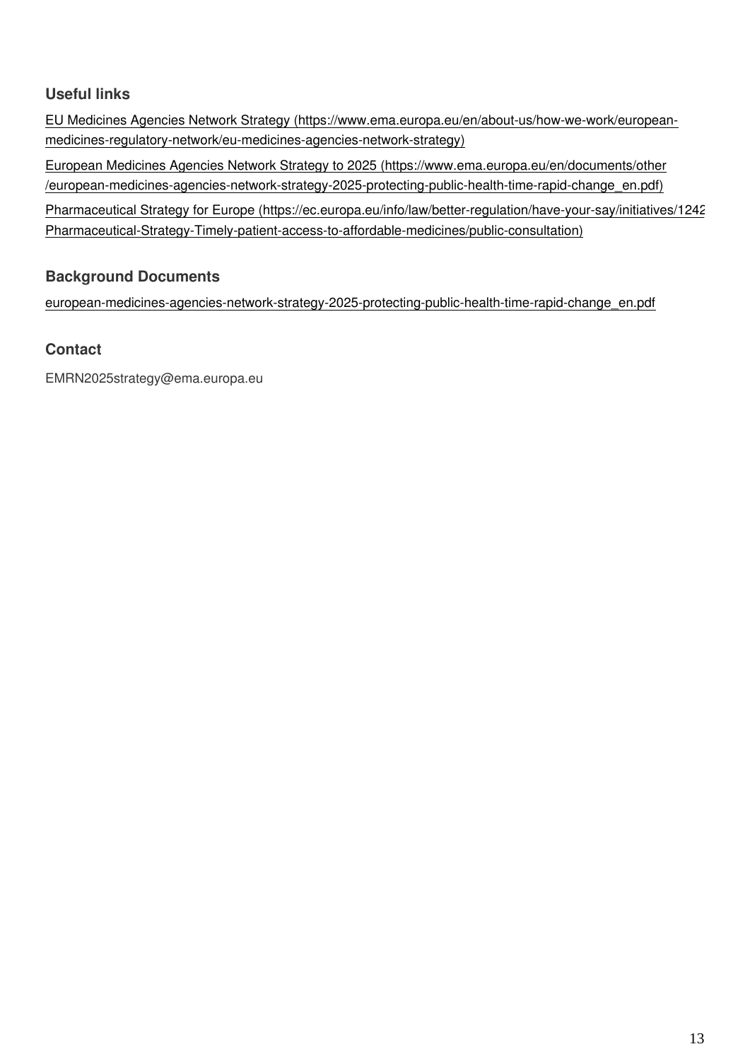### Useful links

EU Medicines Agencies Network Strategy (https://www.ema.europa.eu/en/about-us/how-we-work/european-medicines-regulatory-network/eu-medicines-agencies-network-strategy)

European Medicines Agencies Network Strategy to 2025 (https://www.ema.europa.eu/en/documents/other/european-medicines-agencies-network-strategy-2025-protecting-public-health-time-rapid-change_en.pdf)

Pharmaceutical Strategy for Europe (https://ec.europa.eu/info/law/better-regulation/have-your-say/initiatives/1242 Pharmaceutical-Strategy-Timely-patient-access-to-affordable-medicines/public-consultation)

### Background Documents

european-medicines-agencies-network-strategy-2025-protecting-public-health-time-rapid-change_en.pdf

### Contact

EMRN2025strategy@ema.europa.eu